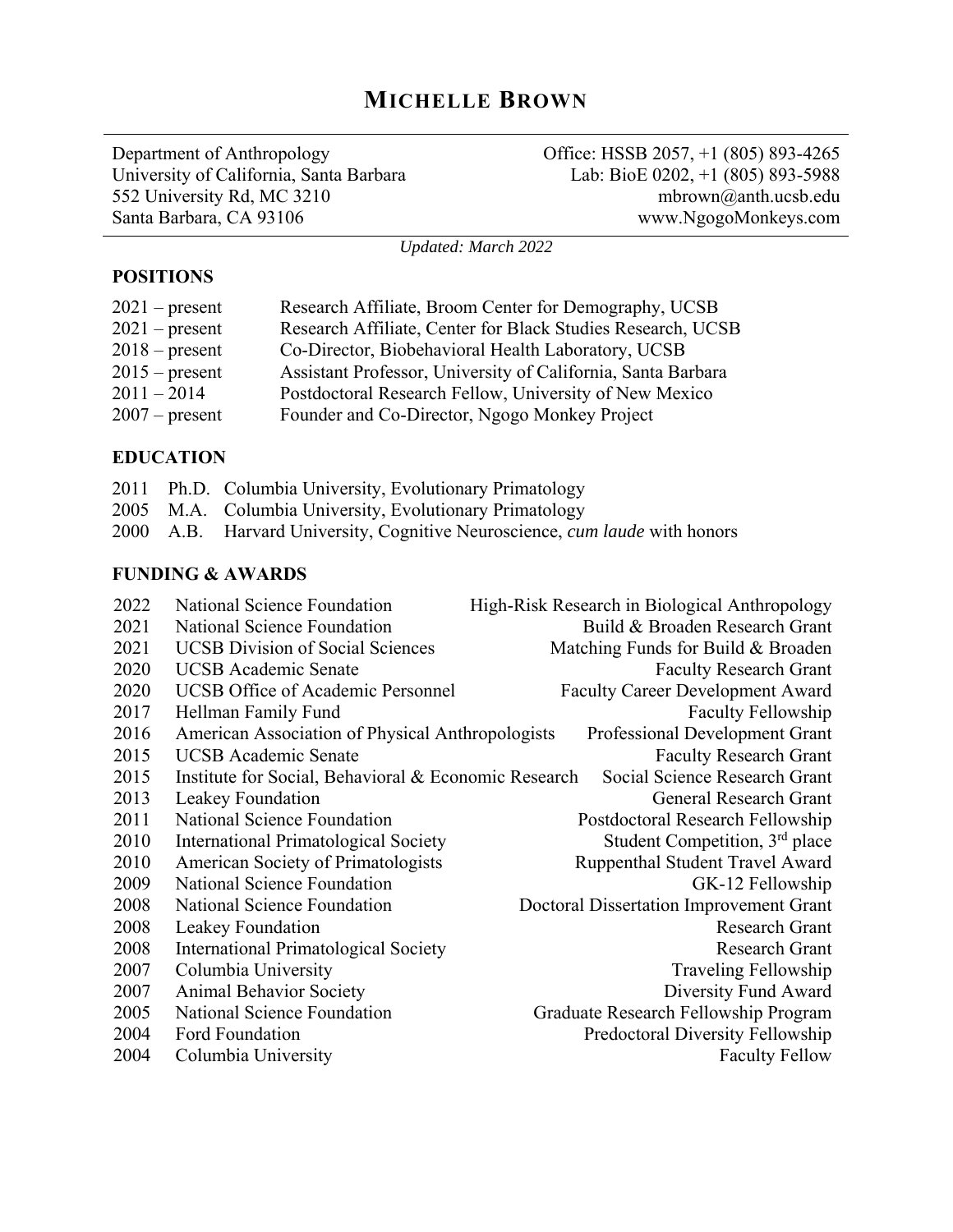# MICHELLE BROWN

Department of Anthropology
University of California, Santa Barbara
552 University Rd, MC 3210
Santa Barbara, CA 93106

Office: HSSB 2057, +1 (805) 893-4265
Lab: BioE 0202, +1 (805) 893-5988
mbrown@anth.ucsb.edu
www.NgogoMonkeys.com

*Updated: March 2022*

## POSITIONS

| | |
|---|---|
| 2021 – present | Research Affiliate, Broom Center for Demography, UCSB |
| 2021 – present | Research Affiliate, Center for Black Studies Research, UCSB |
| 2018 – present | Co-Director, Biobehavioral Health Laboratory, UCSB |
| 2015 – present | Assistant Professor, University of California, Santa Barbara |
| 2011 – 2014 | Postdoctoral Research Fellow, University of New Mexico |
| 2007 – present | Founder and Co-Director, Ngogo Monkey Project |

## EDUCATION

| | | |
|---|---|---|
| 2011 | Ph.D. | Columbia University, Evolutionary Primatology |
| 2005 | M.A. | Columbia University, Evolutionary Primatology |
| 2000 | A.B. | Harvard University, Cognitive Neuroscience, *cum laude* with honors |

## FUNDING & AWARDS

| | | |
|---|---|---|
| 2022 | National Science Foundation | High-Risk Research in Biological Anthropology |
| 2021 | National Science Foundation | Build & Broaden Research Grant |
| 2021 | UCSB Division of Social Sciences | Matching Funds for Build & Broaden |
| 2020 | UCSB Academic Senate | Faculty Research Grant |
| 2020 | UCSB Office of Academic Personnel | Faculty Career Development Award |
| 2017 | Hellman Family Fund | Faculty Fellowship |
| 2016 | American Association of Physical Anthropologists | Professional Development Grant |
| 2015 | UCSB Academic Senate | Faculty Research Grant |
| 2015 | Institute for Social, Behavioral & Economic Research | Social Science Research Grant |
| 2013 | Leakey Foundation | General Research Grant |
| 2011 | National Science Foundation | Postdoctoral Research Fellowship |
| 2010 | International Primatological Society | Student Competition, 3rd place |
| 2010 | American Society of Primatologists | Ruppenthal Student Travel Award |
| 2009 | National Science Foundation | GK-12 Fellowship |
| 2008 | National Science Foundation | Doctoral Dissertation Improvement Grant |
| 2008 | Leakey Foundation | Research Grant |
| 2008 | International Primatological Society | Research Grant |
| 2007 | Columbia University | Traveling Fellowship |
| 2007 | Animal Behavior Society | Diversity Fund Award |
| 2005 | National Science Foundation | Graduate Research Fellowship Program |
| 2004 | Ford Foundation | Predoctoral Diversity Fellowship |
| 2004 | Columbia University | Faculty Fellow |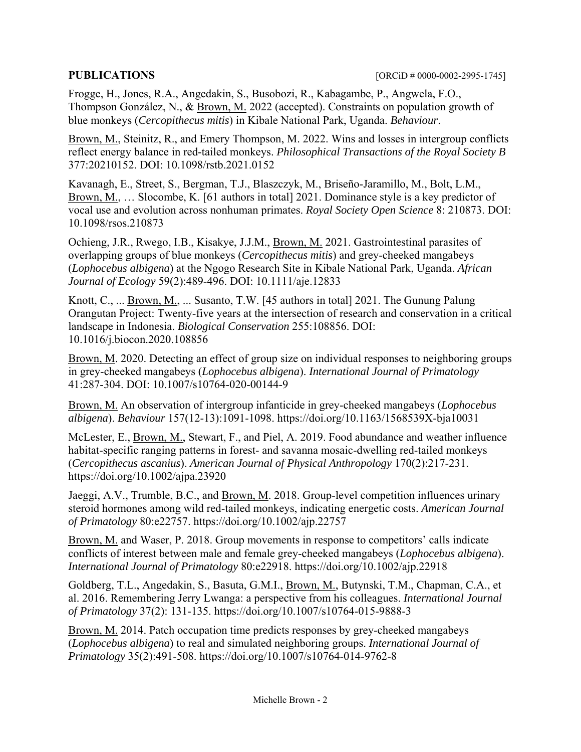**PUBLICATIONS** [ORCiD # 0000-0002-2995-1745]

Frogge, H., Jones, R.A., Angedakin, S., Busobozi, R., Kabagambe, P., Angwela, F.O., Thompson González, N., & Brown, M. 2022 (accepted). Constraints on population growth of blue monkeys (*Cercopithecus mitis*) in Kibale National Park, Uganda. *Behaviour*.

Brown, M., Steinitz, R., and Emery Thompson, M. 2022. Wins and losses in intergroup conflicts reflect energy balance in red-tailed monkeys. *Philosophical Transactions of the Royal Society B* 377:20210152. DOI: 10.1098/rstb.2021.0152

Kavanagh, E., Street, S., Bergman, T.J., Blaszczyk, M., Briseño-Jaramillo, M., Bolt, L.M., Brown, M., … Slocombe, K. [61 authors in total] 2021. Dominance style is a key predictor of vocal use and evolution across nonhuman primates. *Royal Society Open Science* 8: 210873. DOI: 10.1098/rsos.210873

Ochieng, J.R., Rwego, I.B., Kisakye, J.J.M., Brown, M. 2021. Gastrointestinal parasites of overlapping groups of blue monkeys (*Cercopithecus mitis*) and grey-cheeked mangabeys (*Lophocebus albigena*) at the Ngogo Research Site in Kibale National Park, Uganda. *African Journal of Ecology* 59(2):489-496. DOI: 10.1111/aje.12833

Knott, C., ... Brown, M., ... Susanto, T.W. [45 authors in total] 2021. The Gunung Palung Orangutan Project: Twenty-five years at the intersection of research and conservation in a critical landscape in Indonesia. *Biological Conservation* 255:108856. DOI: 10.1016/j.biocon.2020.108856

Brown, M. 2020. Detecting an effect of group size on individual responses to neighboring groups in grey-cheeked mangabeys (*Lophocebus albigena*). *International Journal of Primatology* 41:287-304. DOI: 10.1007/s10764-020-00144-9

Brown, M. An observation of intergroup infanticide in grey-cheeked mangabeys (*Lophocebus albigena*). *Behaviour* 157(12-13):1091-1098. https://doi.org/10.1163/1568539X-bja10031

McLester, E., Brown, M., Stewart, F., and Piel, A. 2019. Food abundance and weather influence habitat-specific ranging patterns in forest- and savanna mosaic-dwelling red-tailed monkeys (*Cercopithecus ascanius*). *American Journal of Physical Anthropology* 170(2):217-231. https://doi.org/10.1002/ajpa.23920

Jaeggi, A.V., Trumble, B.C., and Brown, M. 2018. Group-level competition influences urinary steroid hormones among wild red-tailed monkeys, indicating energetic costs. *American Journal of Primatology* 80:e22757. https://doi.org/10.1002/ajp.22757

Brown, M. and Waser, P. 2018. Group movements in response to competitors' calls indicate conflicts of interest between male and female grey-cheeked mangabeys (*Lophocebus albigena*). *International Journal of Primatology* 80:e22918. https://doi.org/10.1002/ajp.22918

Goldberg, T.L., Angedakin, S., Basuta, G.M.I., Brown, M., Butynski, T.M., Chapman, C.A., et al. 2016. Remembering Jerry Lwanga: a perspective from his colleagues. *International Journal of Primatology* 37(2): 131-135. https://doi.org/10.1007/s10764-015-9888-3

Brown, M. 2014. Patch occupation time predicts responses by grey-cheeked mangabeys (*Lophocebus albigena*) to real and simulated neighboring groups. *International Journal of Primatology* 35(2):491-508. https://doi.org/10.1007/s10764-014-9762-8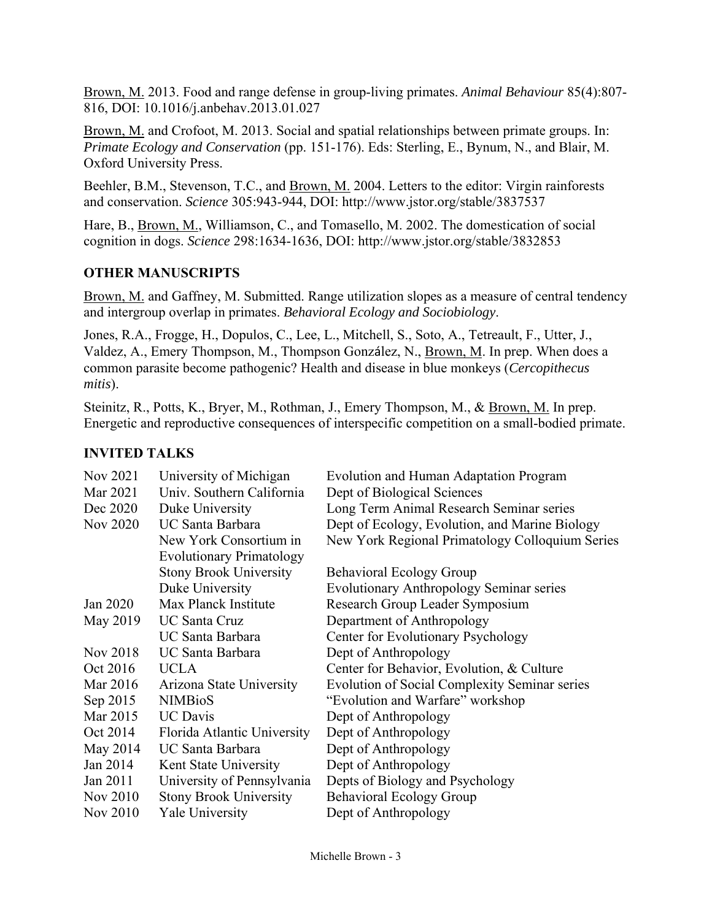Brown, M. 2013. Food and range defense in group-living primates. *Animal Behaviour* 85(4):807-816, DOI: 10.1016/j.anbehav.2013.01.027

Brown, M. and Crofoot, M. 2013. Social and spatial relationships between primate groups. In: *Primate Ecology and Conservation* (pp. 151-176). Eds: Sterling, E., Bynum, N., and Blair, M. Oxford University Press.

Beehler, B.M., Stevenson, T.C., and Brown, M. 2004. Letters to the editor: Virgin rainforests and conservation. *Science* 305:943-944, DOI: http://www.jstor.org/stable/3837537

Hare, B., Brown, M., Williamson, C., and Tomasello, M. 2002. The domestication of social cognition in dogs. *Science* 298:1634-1636, DOI: http://www.jstor.org/stable/3832853

## OTHER MANUSCRIPTS

Brown, M. and Gaffney, M. Submitted. Range utilization slopes as a measure of central tendency and intergroup overlap in primates. *Behavioral Ecology and Sociobiology*.

Jones, R.A., Frogge, H., Dopulos, C., Lee, L., Mitchell, S., Soto, A., Tetreault, F., Utter, J., Valdez, A., Emery Thompson, M., Thompson González, N., Brown, M. In prep. When does a common parasite become pathogenic? Health and disease in blue monkeys (*Cercopithecus mitis*).

Steinitz, R., Potts, K., Bryer, M., Rothman, J., Emery Thompson, M., & Brown, M. In prep. Energetic and reproductive consequences of interspecific competition on a small-bodied primate.

## INVITED TALKS

| | | |
|---|---|---|
| Nov 2021 | University of Michigan | Evolution and Human Adaptation Program |
| Mar 2021 | Univ. Southern California | Dept of Biological Sciences |
| Dec 2020 | Duke University | Long Term Animal Research Seminar series |
| Nov 2020 | UC Santa Barbara | Dept of Ecology, Evolution, and Marine Biology |
| | New York Consortium in Evolutionary Primatology | New York Regional Primatology Colloquium Series |
| | Stony Brook University | Behavioral Ecology Group |
| | Duke University | Evolutionary Anthropology Seminar series |
| Jan 2020 | Max Planck Institute | Research Group Leader Symposium |
| May 2019 | UC Santa Cruz | Department of Anthropology |
| | UC Santa Barbara | Center for Evolutionary Psychology |
| Nov 2018 | UC Santa Barbara | Dept of Anthropology |
| Oct 2016 | UCLA | Center for Behavior, Evolution, & Culture |
| Mar 2016 | Arizona State University | Evolution of Social Complexity Seminar series |
| Sep 2015 | NIMBioS | "Evolution and Warfare" workshop |
| Mar 2015 | UC Davis | Dept of Anthropology |
| Oct 2014 | Florida Atlantic University | Dept of Anthropology |
| May 2014 | UC Santa Barbara | Dept of Anthropology |
| Jan 2014 | Kent State University | Dept of Anthropology |
| Jan 2011 | University of Pennsylvania | Depts of Biology and Psychology |
| Nov 2010 | Stony Brook University | Behavioral Ecology Group |
| Nov 2010 | Yale University | Dept of Anthropology |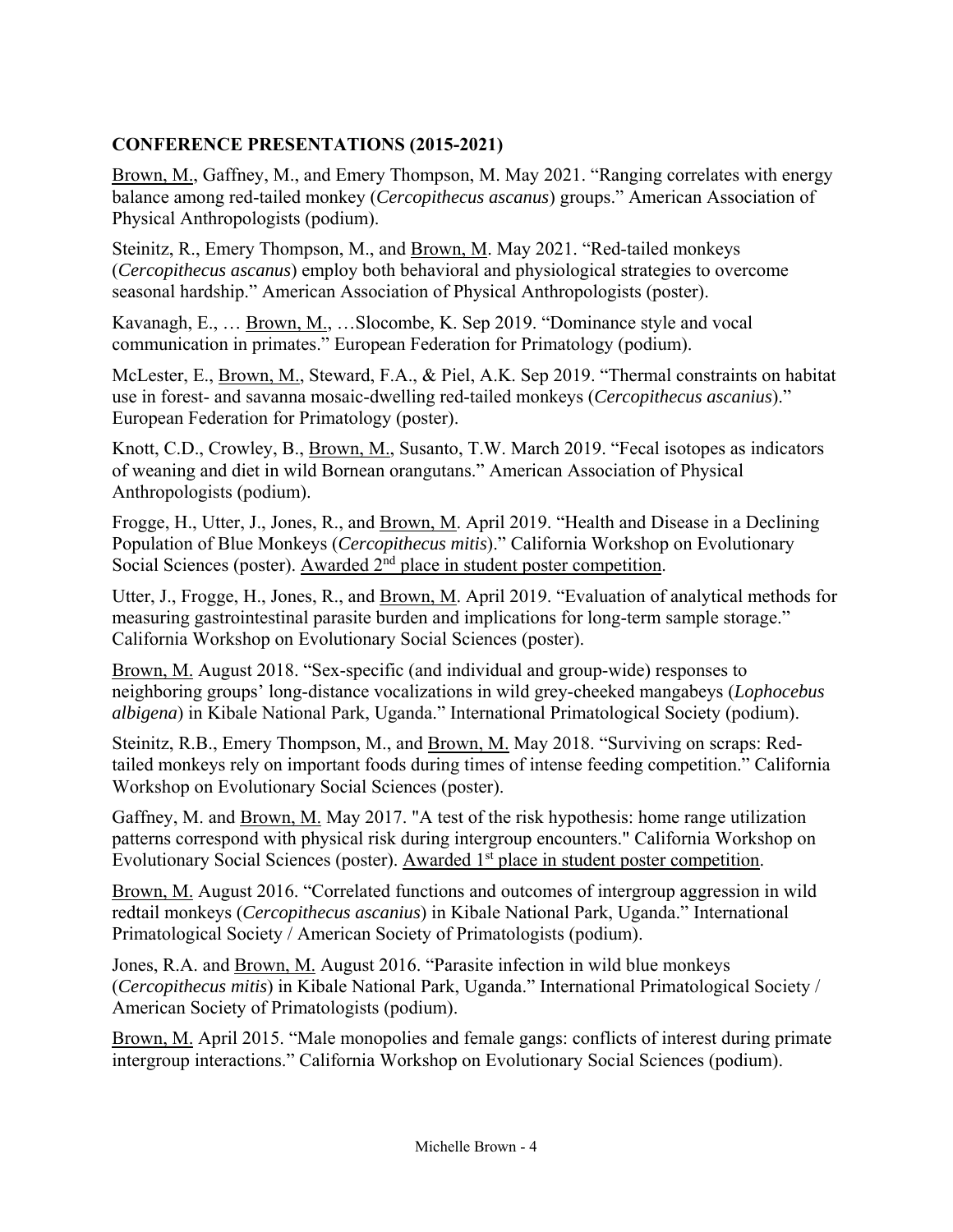**CONFERENCE PRESENTATIONS (2015-2021)**

Brown, M., Gaffney, M., and Emery Thompson, M. May 2021. "Ranging correlates with energy balance among red-tailed monkey (*Cercopithecus ascanus*) groups." American Association of Physical Anthropologists (podium).

Steinitz, R., Emery Thompson, M., and Brown, M. May 2021. "Red-tailed monkeys (*Cercopithecus ascanus*) employ both behavioral and physiological strategies to overcome seasonal hardship." American Association of Physical Anthropologists (poster).

Kavanagh, E., … Brown, M., …Slocombe, K. Sep 2019. "Dominance style and vocal communication in primates." European Federation for Primatology (podium).

McLester, E., Brown, M., Steward, F.A., & Piel, A.K. Sep 2019. "Thermal constraints on habitat use in forest- and savanna mosaic-dwelling red-tailed monkeys (*Cercopithecus ascanius*)." European Federation for Primatology (poster).

Knott, C.D., Crowley, B., Brown, M., Susanto, T.W. March 2019. "Fecal isotopes as indicators of weaning and diet in wild Bornean orangutans." American Association of Physical Anthropologists (podium).

Frogge, H., Utter, J., Jones, R., and Brown, M. April 2019. "Health and Disease in a Declining Population of Blue Monkeys (*Cercopithecus mitis*)." California Workshop on Evolutionary Social Sciences (poster). Awarded 2nd place in student poster competition.

Utter, J., Frogge, H., Jones, R., and Brown, M. April 2019. "Evaluation of analytical methods for measuring gastrointestinal parasite burden and implications for long-term sample storage." California Workshop on Evolutionary Social Sciences (poster).

Brown, M. August 2018. "Sex-specific (and individual and group-wide) responses to neighboring groups' long-distance vocalizations in wild grey-cheeked mangabeys (*Lophocebus albigena*) in Kibale National Park, Uganda." International Primatological Society (podium).

Steinitz, R.B., Emery Thompson, M., and Brown, M. May 2018. "Surviving on scraps: Red-tailed monkeys rely on important foods during times of intense feeding competition." California Workshop on Evolutionary Social Sciences (poster).

Gaffney, M. and Brown, M. May 2017. "A test of the risk hypothesis: home range utilization patterns correspond with physical risk during intergroup encounters." California Workshop on Evolutionary Social Sciences (poster). Awarded 1st place in student poster competition.

Brown, M. August 2016. "Correlated functions and outcomes of intergroup aggression in wild redtail monkeys (*Cercopithecus ascanius*) in Kibale National Park, Uganda." International Primatological Society / American Society of Primatologists (podium).

Jones, R.A. and Brown, M. August 2016. "Parasite infection in wild blue monkeys (*Cercopithecus mitis*) in Kibale National Park, Uganda." International Primatological Society / American Society of Primatologists (podium).

Brown, M. April 2015. "Male monopolies and female gangs: conflicts of interest during primate intergroup interactions." California Workshop on Evolutionary Social Sciences (podium).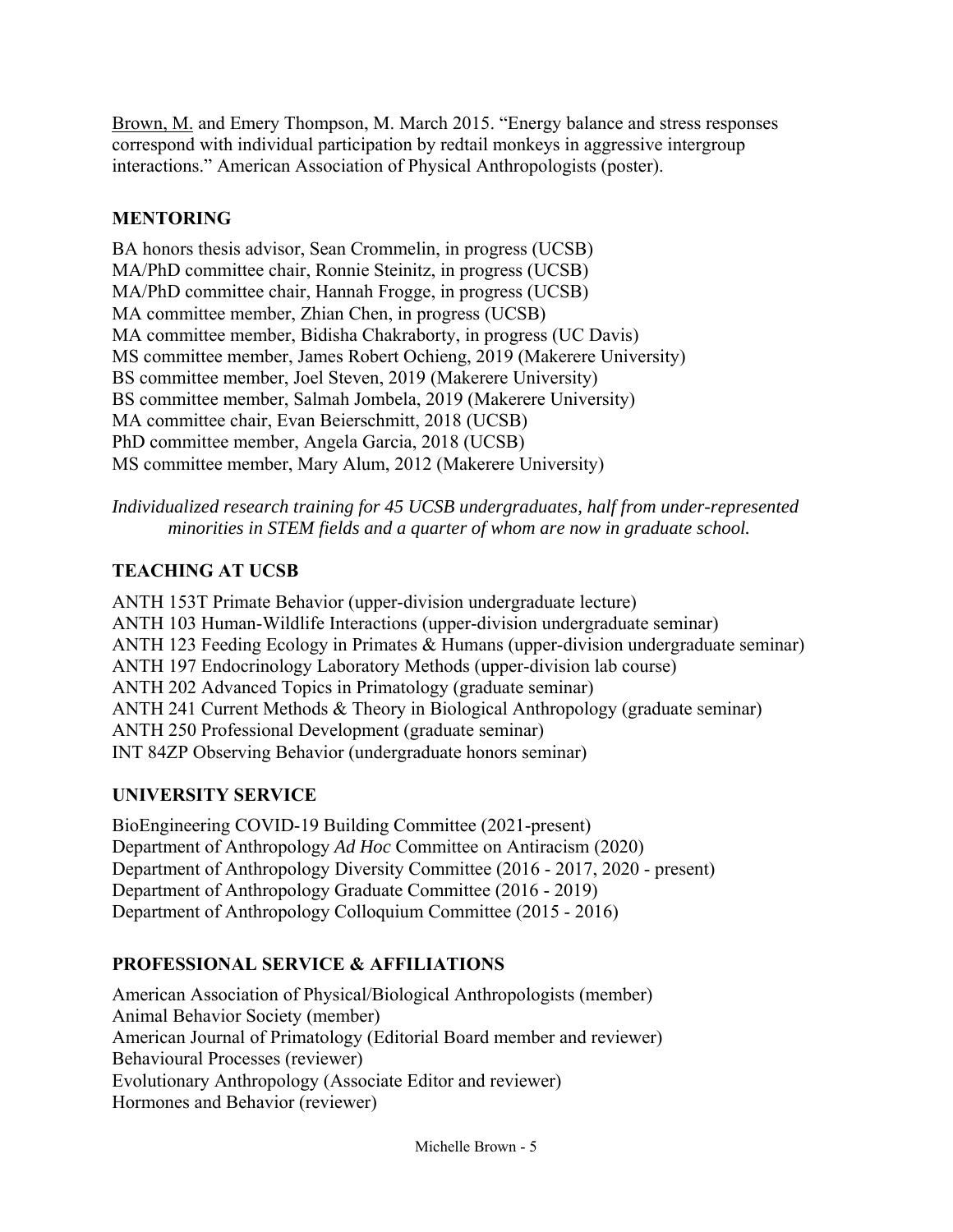<u>Brown, M.</u> and Emery Thompson, M. March 2015. "Energy balance and stress responses correspond with individual participation by redtail monkeys in aggressive intergroup interactions." American Association of Physical Anthropologists (poster).

## MENTORING

BA honors thesis advisor, Sean Crommelin, in progress (UCSB)
MA/PhD committee chair, Ronnie Steinitz, in progress (UCSB)
MA/PhD committee chair, Hannah Frogge, in progress (UCSB)
MA committee member, Zhian Chen, in progress (UCSB)
MA committee member, Bidisha Chakraborty, in progress (UC Davis)
MS committee member, James Robert Ochieng, 2019 (Makerere University)
BS committee member, Joel Steven, 2019 (Makerere University)
BS committee member, Salmah Jombela, 2019 (Makerere University)
MA committee chair, Evan Beierschmitt, 2018 (UCSB)
PhD committee member, Angela Garcia, 2018 (UCSB)
MS committee member, Mary Alum, 2012 (Makerere University)

*Individualized research training for 45 UCSB undergraduates, half from under-represented minorities in STEM fields and a quarter of whom are now in graduate school.*

## TEACHING AT UCSB

ANTH 153T Primate Behavior (upper-division undergraduate lecture)
ANTH 103 Human-Wildlife Interactions (upper-division undergraduate seminar)
ANTH 123 Feeding Ecology in Primates & Humans (upper-division undergraduate seminar)
ANTH 197 Endocrinology Laboratory Methods (upper-division lab course)
ANTH 202 Advanced Topics in Primatology (graduate seminar)
ANTH 241 Current Methods & Theory in Biological Anthropology (graduate seminar)
ANTH 250 Professional Development (graduate seminar)
INT 84ZP Observing Behavior (undergraduate honors seminar)

## UNIVERSITY SERVICE

BioEngineering COVID-19 Building Committee (2021-present)
Department of Anthropology *Ad Hoc* Committee on Antiracism (2020)
Department of Anthropology Diversity Committee (2016 - 2017, 2020 - present)
Department of Anthropology Graduate Committee (2016 - 2019)
Department of Anthropology Colloquium Committee (2015 - 2016)

## PROFESSIONAL SERVICE & AFFILIATIONS

American Association of Physical/Biological Anthropologists (member)
Animal Behavior Society (member)
American Journal of Primatology (Editorial Board member and reviewer)
Behavioural Processes (reviewer)
Evolutionary Anthropology (Associate Editor and reviewer)
Hormones and Behavior (reviewer)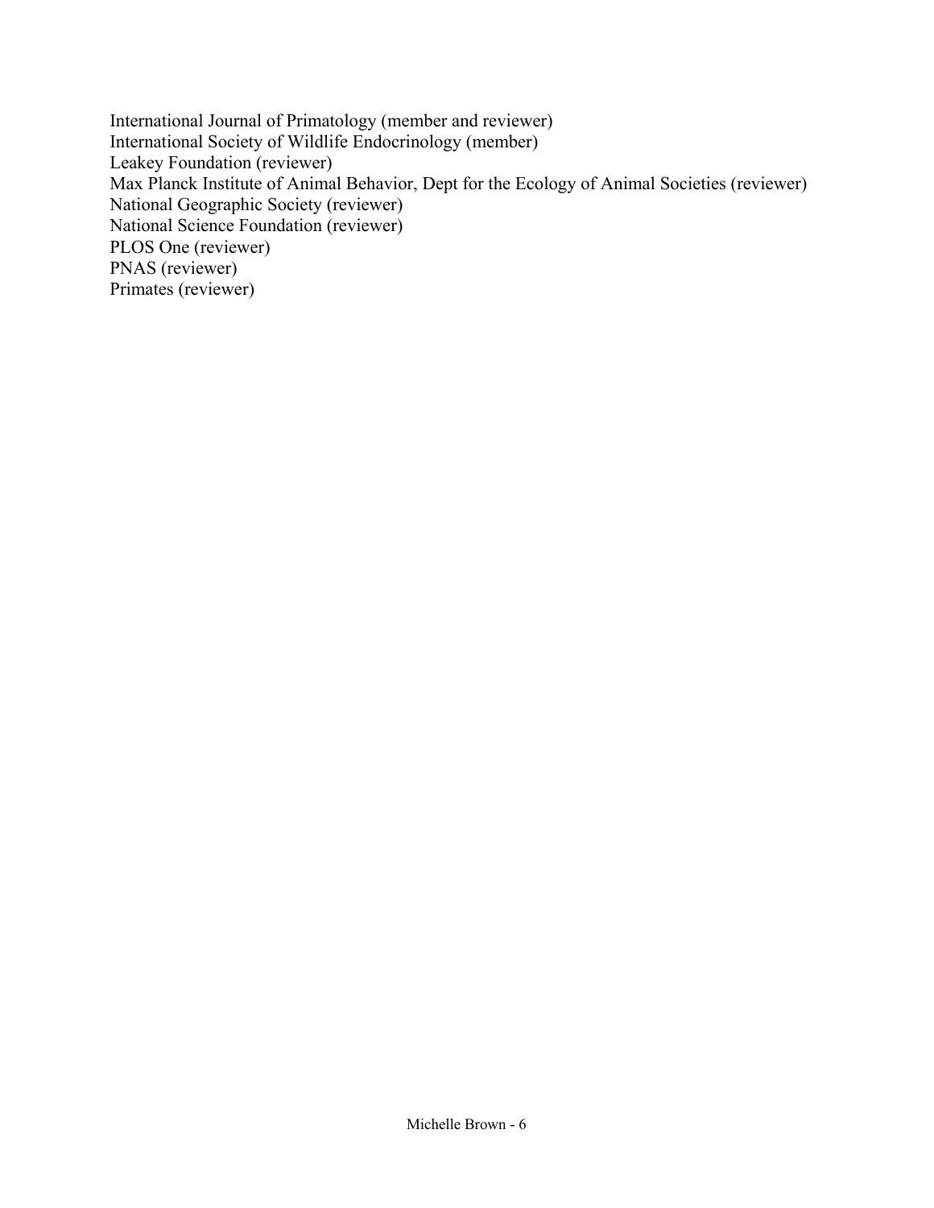International Journal of Primatology (member and reviewer)
International Society of Wildlife Endocrinology (member)
Leakey Foundation (reviewer)
Max Planck Institute of Animal Behavior, Dept for the Ecology of Animal Societies (reviewer)
National Geographic Society (reviewer)
National Science Foundation (reviewer)
PLOS One (reviewer)
PNAS (reviewer)
Primates (reviewer)